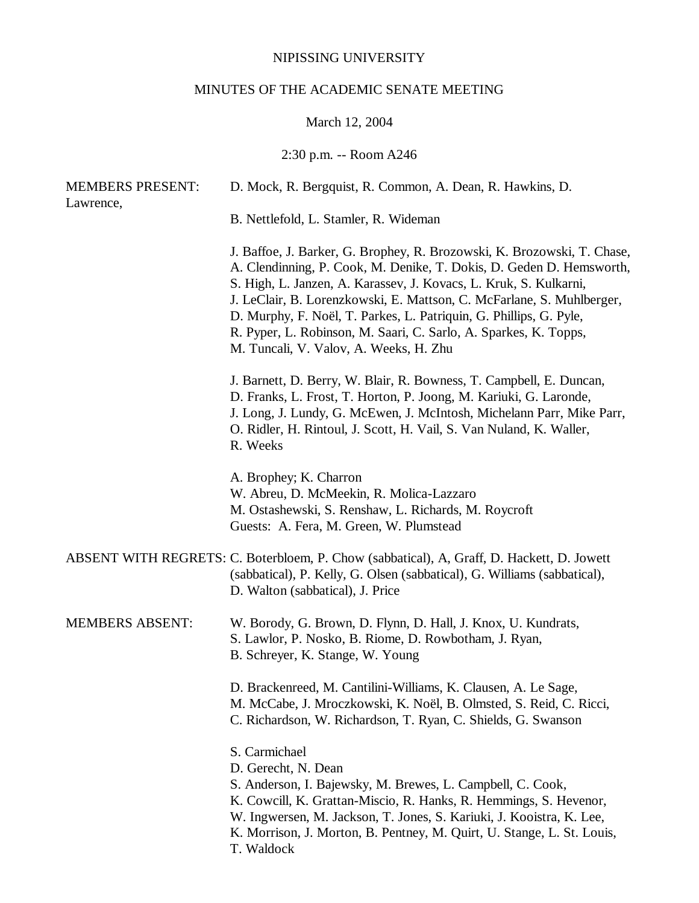NIPISSING UNIVERSITY

MINUTES OF THE ACADEMIC SENATE MEETING

March 12, 2004

2:30 p.m. -- Room A246

MEMBERS PRESENT: D. Mock, R. Bergquist, R. Common, A. Dean, R. Hawkins, D. Lawrence, B. Nettlefold, L. Stamler, R. Wideman

J. Baffoe, J. Barker, G. Brophey, R. Brozowski, K. Brozowski, T. Chase, A. Clendinning, P. Cook, M. Denike, T. Dokis, D. Geden D. Hemsworth, S. High, L. Janzen, A. Karassev, J. Kovacs, L. Kruk, S. Kulkarni, J. LeClair, B. Lorenzkowski, E. Mattson, C. McFarlane, S. Muhlberger, D. Murphy, F. Noël, T. Parkes, L. Patriquin, G. Phillips, G. Pyle, R. Pyper, L. Robinson, M. Saari, C. Sarlo, A. Sparkes, K. Topps, M. Tuncali, V. Valov, A. Weeks, H. Zhu

J. Barnett, D. Berry, W. Blair, R. Bowness, T. Campbell, E. Duncan, D. Franks, L. Frost, T. Horton, P. Joong, M. Kariuki, G. Laronde, J. Long, J. Lundy, G. McEwen, J. McIntosh, Michelann Parr, Mike Parr, O. Ridler, H. Rintoul, J. Scott, H. Vail, S. Van Nuland, K. Waller, R. Weeks

A. Brophey; K. Charron
W. Abreu, D. McMeekin, R. Molica-Lazzaro
M. Ostashewski, S. Renshaw, L. Richards, M. Roycroft
Guests: A. Fera, M. Green, W. Plumstead

ABSENT WITH REGRETS: C. Boterbloem, P. Chow (sabbatical), A, Graff, D. Hackett, D. Jowett (sabbatical), P. Kelly, G. Olsen (sabbatical), G. Williams (sabbatical), D. Walton (sabbatical), J. Price

MEMBERS ABSENT: W. Borody, G. Brown, D. Flynn, D. Hall, J. Knox, U. Kundrats, S. Lawlor, P. Nosko, B. Riome, D. Rowbotham, J. Ryan, B. Schreyer, K. Stange, W. Young

D. Brackenreed, M. Cantilini-Williams, K. Clausen, A. Le Sage, M. McCabe, J. Mroczkowski, K. Noël, B. Olmsted, S. Reid, C. Ricci, C. Richardson, W. Richardson, T. Ryan, C. Shields, G. Swanson

S. Carmichael
D. Gerecht, N. Dean
S. Anderson, I. Bajewsky, M. Brewes, L. Campbell, C. Cook, K. Cowcill, K. Grattan-Miscio, R. Hanks, R. Hemmings, S. Hevenor, W. Ingwersen, M. Jackson, T. Jones, S. Kariuki, J. Kooistra, K. Lee, K. Morrison, J. Morton, B. Pentney, M. Quirt, U. Stange, L. St. Louis, T. Waldock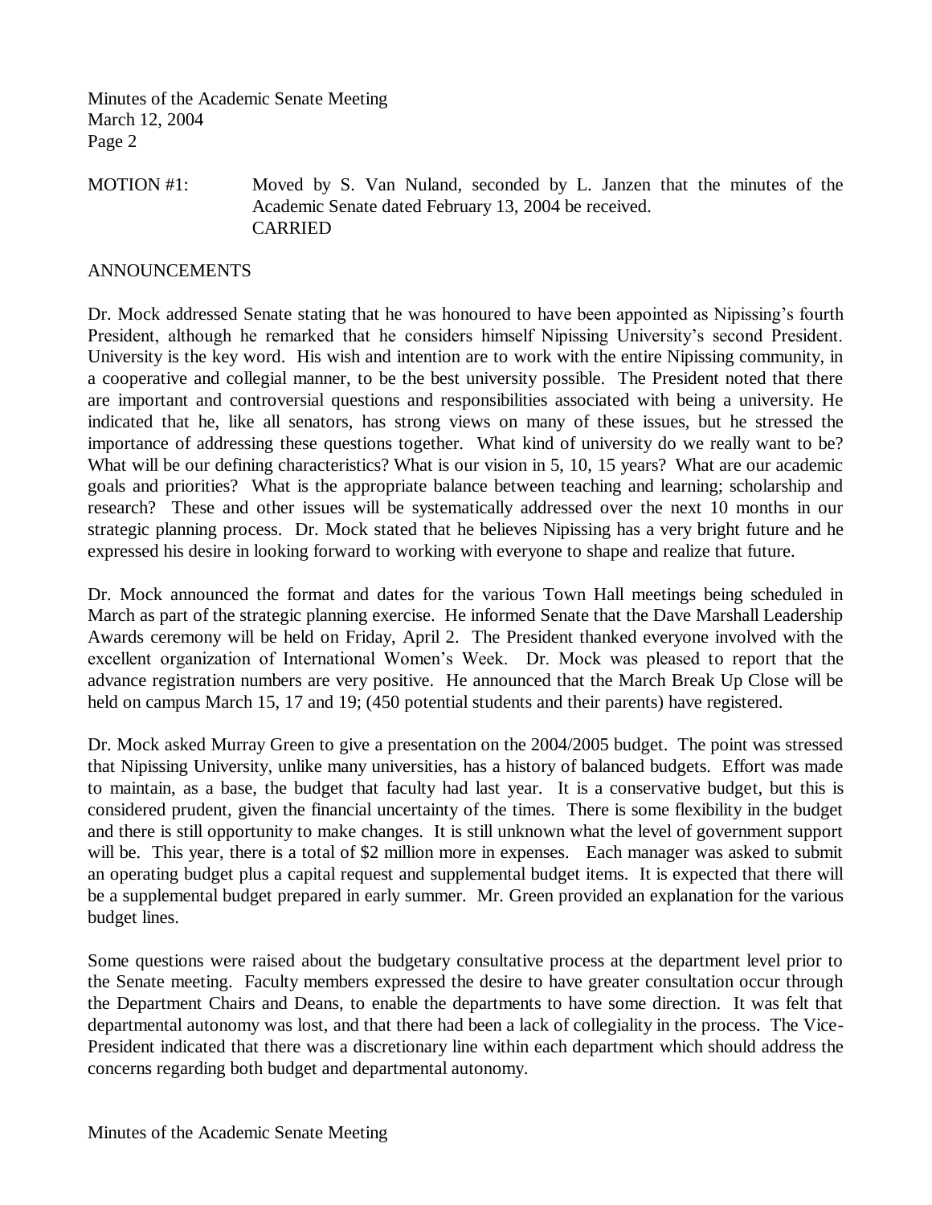MOTION #1: Moved by S. Van Nuland, seconded by L. Janzen that the minutes of the Academic Senate dated February 13, 2004 be received.
CARRIED

ANNOUNCEMENTS

Dr. Mock addressed Senate stating that he was honoured to have been appointed as Nipissing's fourth President, although he remarked that he considers himself Nipissing University's second President. University is the key word. His wish and intention are to work with the entire Nipissing community, in a cooperative and collegial manner, to be the best university possible. The President noted that there are important and controversial questions and responsibilities associated with being a university. He indicated that he, like all senators, has strong views on many of these issues, but he stressed the importance of addressing these questions together. What kind of university do we really want to be? What will be our defining characteristics? What is our vision in 5, 10, 15 years? What are our academic goals and priorities? What is the appropriate balance between teaching and learning; scholarship and research? These and other issues will be systematically addressed over the next 10 months in our strategic planning process. Dr. Mock stated that he believes Nipissing has a very bright future and he expressed his desire in looking forward to working with everyone to shape and realize that future.

Dr. Mock announced the format and dates for the various Town Hall meetings being scheduled in March as part of the strategic planning exercise. He informed Senate that the Dave Marshall Leadership Awards ceremony will be held on Friday, April 2. The President thanked everyone involved with the excellent organization of International Women's Week. Dr. Mock was pleased to report that the advance registration numbers are very positive. He announced that the March Break Up Close will be held on campus March 15, 17 and 19; (450 potential students and their parents) have registered.

Dr. Mock asked Murray Green to give a presentation on the 2004/2005 budget. The point was stressed that Nipissing University, unlike many universities, has a history of balanced budgets. Effort was made to maintain, as a base, the budget that faculty had last year. It is a conservative budget, but this is considered prudent, given the financial uncertainty of the times. There is some flexibility in the budget and there is still opportunity to make changes. It is still unknown what the level of government support will be. This year, there is a total of $2 million more in expenses. Each manager was asked to submit an operating budget plus a capital request and supplemental budget items. It is expected that there will be a supplemental budget prepared in early summer. Mr. Green provided an explanation for the various budget lines.

Some questions were raised about the budgetary consultative process at the department level prior to the Senate meeting. Faculty members expressed the desire to have greater consultation occur through the Department Chairs and Deans, to enable the departments to have some direction. It was felt that departmental autonomy was lost, and that there had been a lack of collegiality in the process. The Vice-President indicated that there was a discretionary line within each department which should address the concerns regarding both budget and departmental autonomy.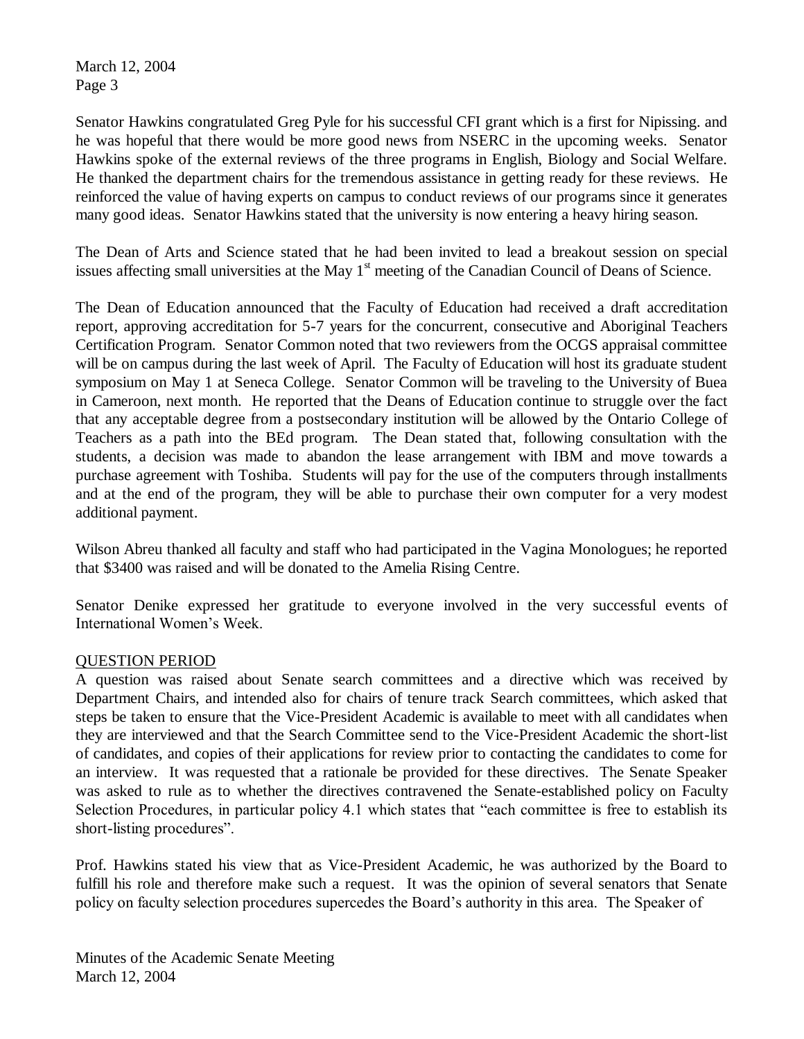Senator Hawkins congratulated Greg Pyle for his successful CFI grant which is a first for Nipissing. and he was hopeful that there would be more good news from NSERC in the upcoming weeks. Senator Hawkins spoke of the external reviews of the three programs in English, Biology and Social Welfare. He thanked the department chairs for the tremendous assistance in getting ready for these reviews. He reinforced the value of having experts on campus to conduct reviews of our programs since it generates many good ideas. Senator Hawkins stated that the university is now entering a heavy hiring season.

The Dean of Arts and Science stated that he had been invited to lead a breakout session on special issues affecting small universities at the May 1st meeting of the Canadian Council of Deans of Science.

The Dean of Education announced that the Faculty of Education had received a draft accreditation report, approving accreditation for 5-7 years for the concurrent, consecutive and Aboriginal Teachers Certification Program. Senator Common noted that two reviewers from the OCGS appraisal committee will be on campus during the last week of April. The Faculty of Education will host its graduate student symposium on May 1 at Seneca College. Senator Common will be traveling to the University of Buea in Cameroon, next month. He reported that the Deans of Education continue to struggle over the fact that any acceptable degree from a postsecondary institution will be allowed by the Ontario College of Teachers as a path into the BEd program. The Dean stated that, following consultation with the students, a decision was made to abandon the lease arrangement with IBM and move towards a purchase agreement with Toshiba. Students will pay for the use of the computers through installments and at the end of the program, they will be able to purchase their own computer for a very modest additional payment.

Wilson Abreu thanked all faculty and staff who had participated in the Vagina Monologues; he reported that $3400 was raised and will be donated to the Amelia Rising Centre.

Senator Denike expressed her gratitude to everyone involved in the very successful events of International Women's Week.

## QUESTION PERIOD

A question was raised about Senate search committees and a directive which was received by Department Chairs, and intended also for chairs of tenure track Search committees, which asked that steps be taken to ensure that the Vice-President Academic is available to meet with all candidates when they are interviewed and that the Search Committee send to the Vice-President Academic the short-list of candidates, and copies of their applications for review prior to contacting the candidates to come for an interview. It was requested that a rationale be provided for these directives. The Senate Speaker was asked to rule as to whether the directives contravened the Senate-established policy on Faculty Selection Procedures, in particular policy 4.1 which states that "each committee is free to establish its short-listing procedures".

Prof. Hawkins stated his view that as Vice-President Academic, he was authorized by the Board to fulfill his role and therefore make such a request. It was the opinion of several senators that Senate policy on faculty selection procedures supercedes the Board's authority in this area. The Speaker of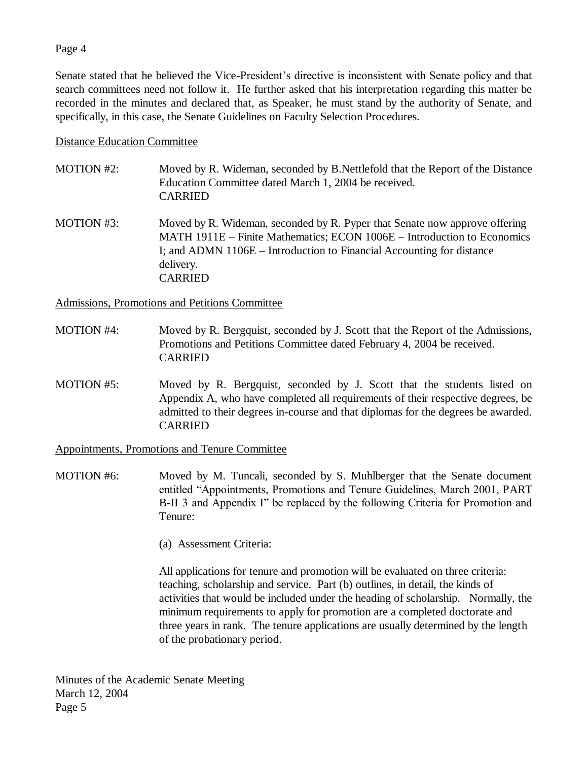Senate stated that he believed the Vice-President's directive is inconsistent with Senate policy and that search committees need not follow it. He further asked that his interpretation regarding this matter be recorded in the minutes and declared that, as Speaker, he must stand by the authority of Senate, and specifically, in this case, the Senate Guidelines on Faculty Selection Procedures.

Distance Education Committee

MOTION #2: Moved by R. Wideman, seconded by B.Nettlefold that the Report of the Distance Education Committee dated March 1, 2004 be received.
CARRIED

MOTION #3: Moved by R. Wideman, seconded by R. Pyper that Senate now approve offering MATH 1911E – Finite Mathematics; ECON 1006E – Introduction to Economics I; and ADMN 1106E – Introduction to Financial Accounting for distance delivery.
CARRIED

Admissions, Promotions and Petitions Committee

MOTION #4: Moved by R. Bergquist, seconded by J. Scott that the Report of the Admissions, Promotions and Petitions Committee dated February 4, 2004 be received.
CARRIED

MOTION #5: Moved by R. Bergquist, seconded by J. Scott that the students listed on Appendix A, who have completed all requirements of their respective degrees, be admitted to their degrees in-course and that diplomas for the degrees be awarded.
CARRIED

Appointments, Promotions and Tenure Committee

MOTION #6: Moved by M. Tuncali, seconded by S. Muhlberger that the Senate document entitled "Appointments, Promotions and Tenure Guidelines, March 2001, PART B-II 3 and Appendix I" be replaced by the following Criteria for Promotion and Tenure:

(a) Assessment Criteria:

All applications for tenure and promotion will be evaluated on three criteria: teaching, scholarship and service. Part (b) outlines, in detail, the kinds of activities that would be included under the heading of scholarship. Normally, the minimum requirements to apply for promotion are a completed doctorate and three years in rank. The tenure applications are usually determined by the length of the probationary period.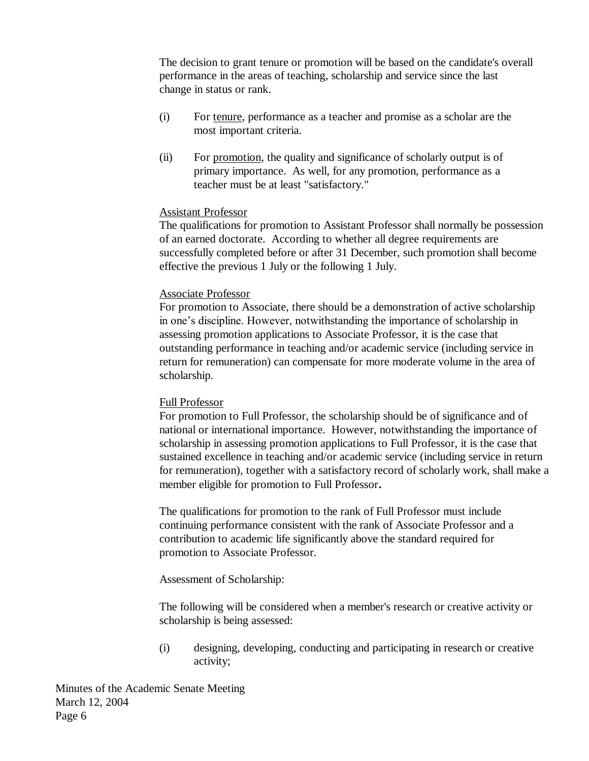The decision to grant tenure or promotion will be based on the candidate's overall performance in the areas of teaching, scholarship and service since the last change in status or rank.

(i) For tenure, performance as a teacher and promise as a scholar are the most important criteria.

(ii) For promotion, the quality and significance of scholarly output is of primary importance. As well, for any promotion, performance as a teacher must be at least "satisfactory."

Assistant Professor

The qualifications for promotion to Assistant Professor shall normally be possession of an earned doctorate. According to whether all degree requirements are successfully completed before or after 31 December, such promotion shall become effective the previous 1 July or the following 1 July.

Associate Professor

For promotion to Associate, there should be a demonstration of active scholarship in one's discipline. However, notwithstanding the importance of scholarship in assessing promotion applications to Associate Professor, it is the case that outstanding performance in teaching and/or academic service (including service in return for remuneration) can compensate for more moderate volume in the area of scholarship.

Full Professor

For promotion to Full Professor, the scholarship should be of significance and of national or international importance. However, notwithstanding the importance of scholarship in assessing promotion applications to Full Professor, it is the case that sustained excellence in teaching and/or academic service (including service in return for remuneration), together with a satisfactory record of scholarly work, shall make a member eligible for promotion to Full Professor.

The qualifications for promotion to the rank of Full Professor must include continuing performance consistent with the rank of Associate Professor and a contribution to academic life significantly above the standard required for promotion to Associate Professor.

Assessment of Scholarship:

The following will be considered when a member's research or creative activity or scholarship is being assessed:

(i) designing, developing, conducting and participating in research or creative activity;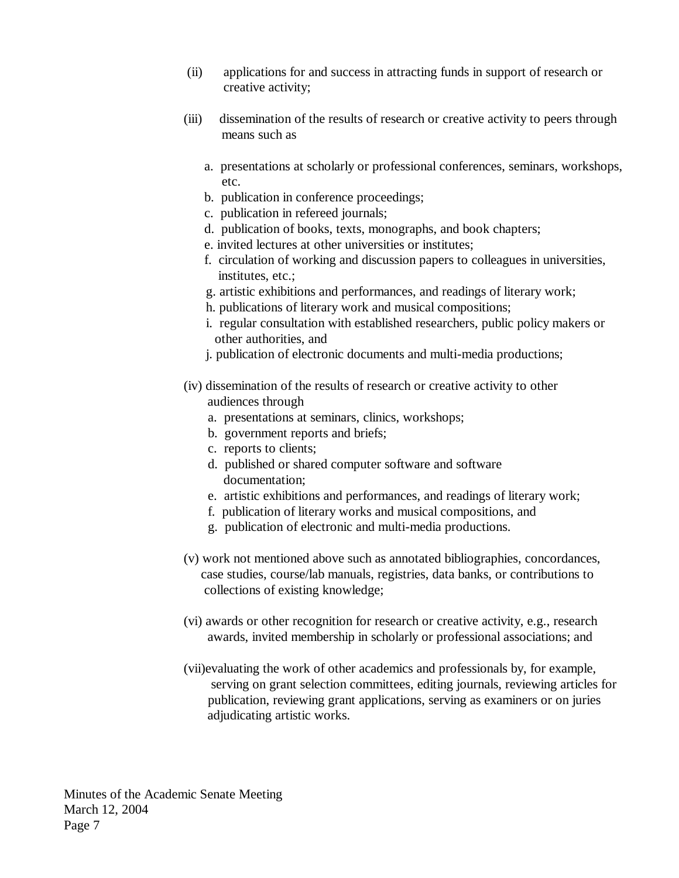(ii) applications for and success in attracting funds in support of research or creative activity;

(iii) dissemination of the results of research or creative activity to peers through means such as

   a. presentations at scholarly or professional conferences, seminars, workshops, etc.
   b. publication in conference proceedings;
   c. publication in refereed journals;
   d. publication of books, texts, monographs, and book chapters;
   e. invited lectures at other universities or institutes;
   f. circulation of working and discussion papers to colleagues in universities, institutes, etc.;
   g. artistic exhibitions and performances, and readings of literary work;
   h. publications of literary work and musical compositions;
   i. regular consultation with established researchers, public policy makers or other authorities, and
   j. publication of electronic documents and multi-media productions;

(iv) dissemination of the results of research or creative activity to other audiences through
   a. presentations at seminars, clinics, workshops;
   b. government reports and briefs;
   c. reports to clients;
   d. published or shared computer software and software documentation;
   e. artistic exhibitions and performances, and readings of literary work;
   f. publication of literary works and musical compositions, and
   g. publication of electronic and multi-media productions.

(v) work not mentioned above such as annotated bibliographies, concordances, case studies, course/lab manuals, registries, data banks, or contributions to collections of existing knowledge;

(vi) awards or other recognition for research or creative activity, e.g., research awards, invited membership in scholarly or professional associations; and

(vii) evaluating the work of other academics and professionals by, for example, serving on grant selection committees, editing journals, reviewing articles for publication, reviewing grant applications, serving as examiners or on juries adjudicating artistic works.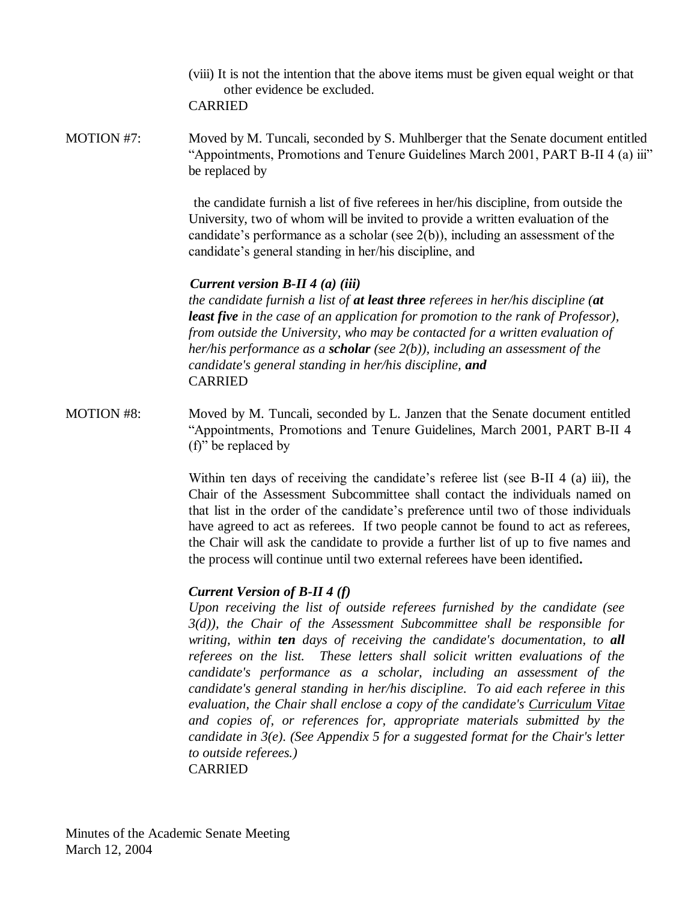(viii) It is not the intention that the above items must be given equal weight or that other evidence be excluded.
CARRIED

MOTION #7: Moved by M. Tuncali, seconded by S. Muhlberger that the Senate document entitled "Appointments, Promotions and Tenure Guidelines March 2001, PART B-II 4 (a) iii" be replaced by

the candidate furnish a list of five referees in her/his discipline, from outside the University, two of whom will be invited to provide a written evaluation of the candidate's performance as a scholar (see 2(b)), including an assessment of the candidate's general standing in her/his discipline, and

***Current version B-II 4 (a) (iii)***
*the candidate furnish a list of* ***at least three*** *referees in her/his discipline (****at least five*** *in the case of an application for promotion to the rank of Professor), from outside the University, who may be contacted for a written evaluation of her/his performance as a* ***scholar*** *(see 2(b)), including an assessment of the candidate's general standing in her/his discipline,* ***and***
CARRIED

MOTION #8: Moved by M. Tuncali, seconded by L. Janzen that the Senate document entitled "Appointments, Promotions and Tenure Guidelines, March 2001, PART B-II 4 (f)" be replaced by

Within ten days of receiving the candidate's referee list (see B-II 4 (a) iii), the Chair of the Assessment Subcommittee shall contact the individuals named on that list in the order of the candidate's preference until two of those individuals have agreed to act as referees. If two people cannot be found to act as referees, the Chair will ask the candidate to provide a further list of up to five names and the process will continue until two external referees have been identified**.**

***Current Version of B-II 4 (f)***
*Upon receiving the list of outside referees furnished by the candidate (see 3(d)), the Chair of the Assessment Subcommittee shall be responsible for writing, within* ***ten*** *days of receiving the candidate's documentation, to* ***all*** *referees on the list. These letters shall solicit written evaluations of the candidate's performance as a scholar, including an assessment of the candidate's general standing in her/his discipline. To aid each referee in this evaluation, the Chair shall enclose a copy of the candidate's <u>Curriculum Vitae</u> and copies of, or references for, appropriate materials submitted by the candidate in 3(e). (See Appendix 5 for a suggested format for the Chair's letter to outside referees.)*
CARRIED

Minutes of the Academic Senate Meeting
March 12, 2004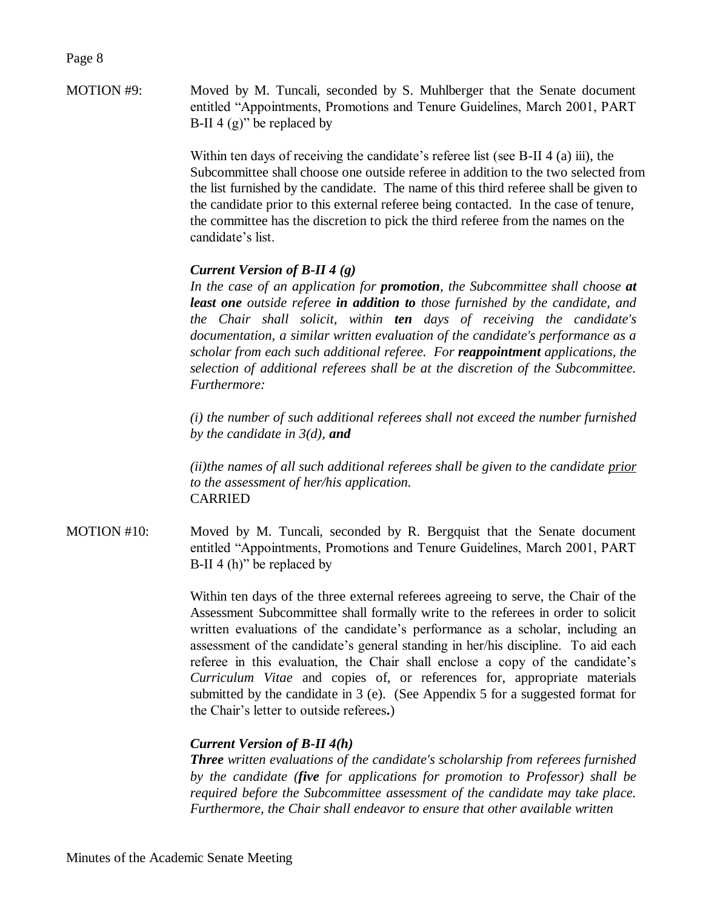MOTION #9: Moved by M. Tuncali, seconded by S. Muhlberger that the Senate document entitled "Appointments, Promotions and Tenure Guidelines, March 2001, PART B-II 4 (g)" be replaced by

Within ten days of receiving the candidate's referee list (see B-II 4 (a) iii), the Subcommittee shall choose one outside referee in addition to the two selected from the list furnished by the candidate. The name of this third referee shall be given to the candidate prior to this external referee being contacted. In the case of tenure, the committee has the discretion to pick the third referee from the names on the candidate's list.

***Current Version of B-II 4 (g)***

*In the case of an application for **promotion**, the Subcommittee shall choose **at least one** outside referee **in addition to** those furnished by the candidate, and the Chair shall solicit, within **ten** days of receiving the candidate's documentation, a similar written evaluation of the candidate's performance as a scholar from each such additional referee. For **reappointment** applications, the selection of additional referees shall be at the discretion of the Subcommittee. Furthermore:*

*(i) the number of such additional referees shall not exceed the number furnished by the candidate in 3(d), **and***

*(ii)the names of all such additional referees shall be given to the candidate <u>prior</u> to the assessment of her/his application.*

CARRIED

MOTION #10: Moved by M. Tuncali, seconded by R. Bergquist that the Senate document entitled "Appointments, Promotions and Tenure Guidelines, March 2001, PART B-II 4 (h)" be replaced by

Within ten days of the three external referees agreeing to serve, the Chair of the Assessment Subcommittee shall formally write to the referees in order to solicit written evaluations of the candidate's performance as a scholar, including an assessment of the candidate's general standing in her/his discipline. To aid each referee in this evaluation, the Chair shall enclose a copy of the candidate's *Curriculum Vitae* and copies of, or references for, appropriate materials submitted by the candidate in 3 (e). (See Appendix 5 for a suggested format for the Chair's letter to outside referees**.**)

***Current Version of B-II 4(h)***

***Three** written evaluations of the candidate's scholarship from referees furnished by the candidate (**five** for applications for promotion to Professor) shall be required before the Subcommittee assessment of the candidate may take place. Furthermore, the Chair shall endeavor to ensure that other available written*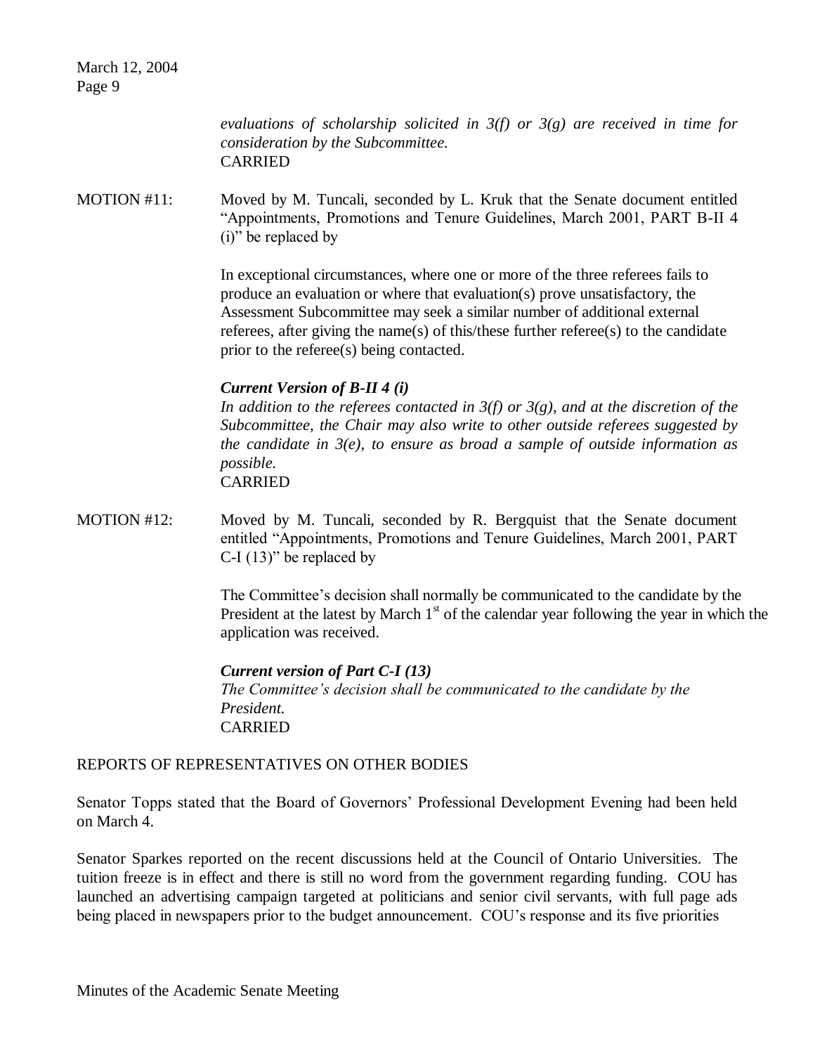*evaluations of scholarship solicited in 3(f) or 3(g) are received in time for consideration by the Subcommittee.*
CARRIED

MOTION #11: Moved by M. Tuncali, seconded by L. Kruk that the Senate document entitled "Appointments, Promotions and Tenure Guidelines, March 2001, PART B-II 4 (i)" be replaced by

In exceptional circumstances, where one or more of the three referees fails to produce an evaluation or where that evaluation(s) prove unsatisfactory, the Assessment Subcommittee may seek a similar number of additional external referees, after giving the name(s) of this/these further referee(s) to the candidate prior to the referee(s) being contacted.

***Current Version of B-II 4 (i)***
*In addition to the referees contacted in 3(f) or 3(g), and at the discretion of the Subcommittee, the Chair may also write to other outside referees suggested by the candidate in 3(e), to ensure as broad a sample of outside information as possible.*
CARRIED

MOTION #12: Moved by M. Tuncali, seconded by R. Bergquist that the Senate document entitled "Appointments, Promotions and Tenure Guidelines, March 2001, PART C-I (13)" be replaced by

The Committee's decision shall normally be communicated to the candidate by the President at the latest by March 1st of the calendar year following the year in which the application was received.

***Current version of Part C-I (13)***
*The Committee's decision shall be communicated to the candidate by the President.*
CARRIED

REPORTS OF REPRESENTATIVES ON OTHER BODIES

Senator Topps stated that the Board of Governors' Professional Development Evening had been held on March 4.

Senator Sparkes reported on the recent discussions held at the Council of Ontario Universities. The tuition freeze is in effect and there is still no word from the government regarding funding. COU has launched an advertising campaign targeted at politicians and senior civil servants, with full page ads being placed in newspapers prior to the budget announcement. COU's response and its five priorities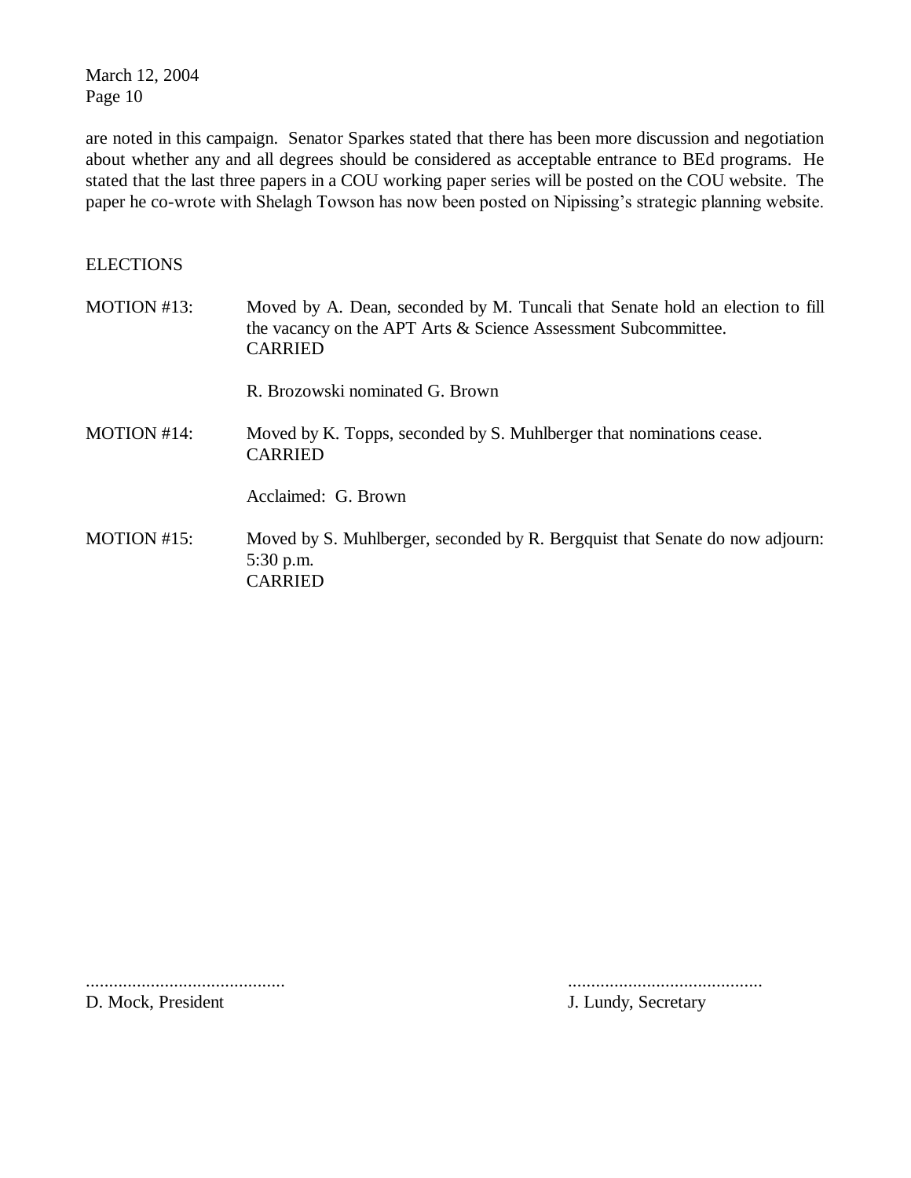are noted in this campaign. Senator Sparkes stated that there has been more discussion and negotiation about whether any and all degrees should be considered as acceptable entrance to BEd programs. He stated that the last three papers in a COU working paper series will be posted on the COU website. The paper he co-wrote with Shelagh Towson has now been posted on Nipissing's strategic planning website.

## ELECTIONS

MOTION #13: Moved by A. Dean, seconded by M. Tuncali that Senate hold an election to fill the vacancy on the APT Arts & Science Assessment Subcommittee.
CARRIED

R. Brozowski nominated G. Brown

MOTION #14: Moved by K. Topps, seconded by S. Muhlberger that nominations cease.
CARRIED

Acclaimed: G. Brown

MOTION #15: Moved by S. Muhlberger, seconded by R. Bergquist that Senate do now adjourn: 5:30 p.m.
CARRIED

...........................................
D. Mock, President

..........................................
J. Lundy, Secretary